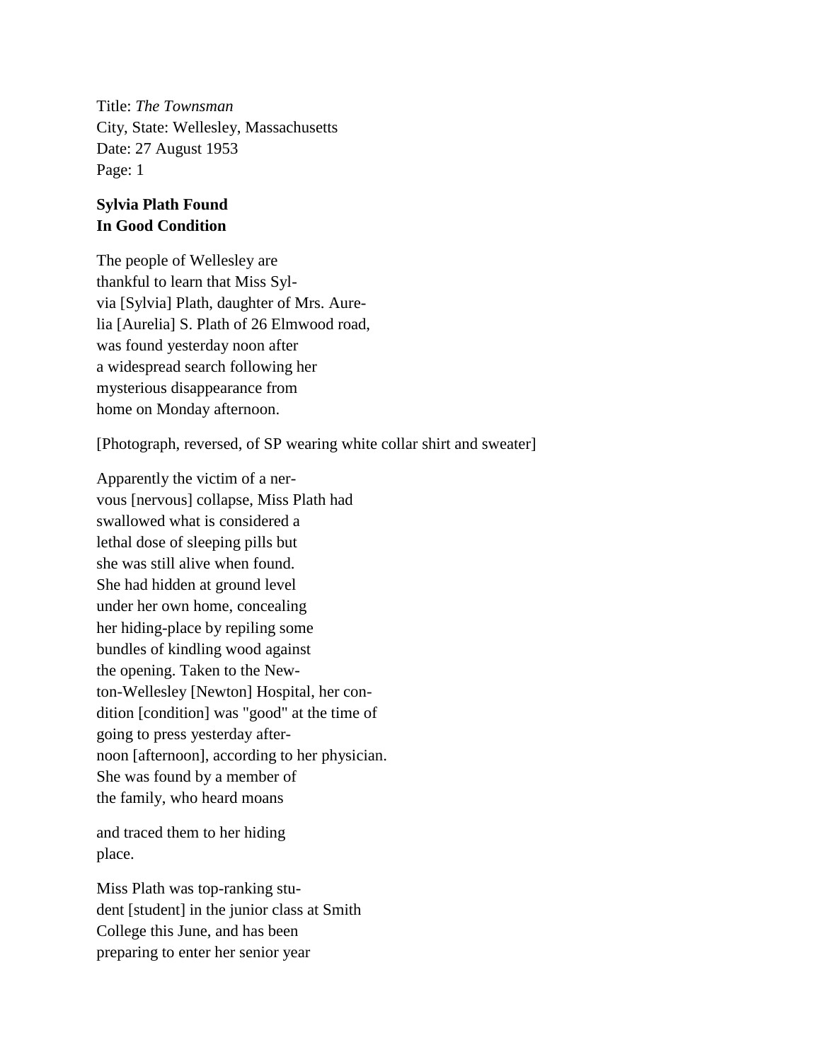Title: *The Townsman*
City, State: Wellesley, Massachusetts
Date: 27 August 1953
Page: 1

**Sylvia Plath Found**
**In Good Condition**

The people of Wellesley are
thankful to learn that Miss Syl-
via [Sylvia] Plath, daughter of Mrs. Aure-
lia [Aurelia] S. Plath of 26 Elmwood road,
was found yesterday noon after
a widespread search following her
mysterious disappearance from
home on Monday afternoon.

[Photograph, reversed, of SP wearing white collar shirt and sweater]

Apparently the victim of a ner-
vous [nervous] collapse, Miss Plath had
swallowed what is considered a
lethal dose of sleeping pills but
she was still alive when found.
She had hidden at ground level
under her own home, concealing
her hiding-place by repiling some
bundles of kindling wood against
the opening. Taken to the New-
ton-Wellesley [Newton] Hospital, her con-
dition [condition] was "good" at the time of
going to press yesterday after-
noon [afternoon], according to her physician.
She was found by a member of
the family, who heard moans

and traced them to her hiding
place.

Miss Plath was top-ranking stu-
dent [student] in the junior class at Smith
College this June, and has been
preparing to enter her senior year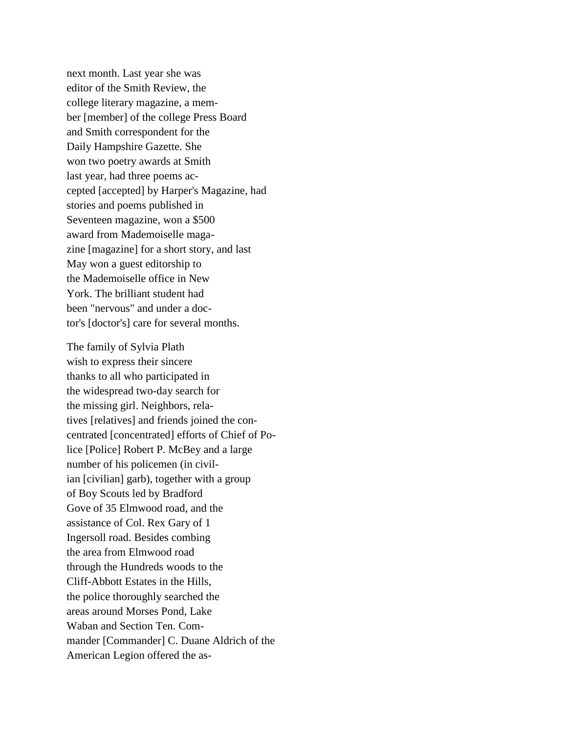next month. Last year she was
editor of the Smith Review, the
college literary magazine, a mem-
ber [member] of the college Press Board
and Smith correspondent for the
Daily Hampshire Gazette. She
won two poetry awards at Smith
last year, had three poems ac-
cepted [accepted] by Harper's Magazine, had
stories and poems published in
Seventeen magazine, won a $500
award from Mademoiselle maga-
zine [magazine] for a short story, and last
May won a guest editorship to
the Mademoiselle office in New
York. The brilliant student had
been "nervous" and under a doc-
tor's [doctor's] care for several months.

The family of Sylvia Plath
wish to express their sincere
thanks to all who participated in
the widespread two-day search for
the missing girl. Neighbors, rela-
tives [relatives] and friends joined the con-
centrated [concentrated] efforts of Chief of Po-
lice [Police] Robert P. McBey and a large
number of his policemen (in civil-
ian [civilian] garb), together with a group
of Boy Scouts led by Bradford
Gove of 35 Elmwood road, and the
assistance of Col. Rex Gary of 1
Ingersoll road. Besides combing
the area from Elmwood road
through the Hundreds woods to the
Cliff-Abbott Estates in the Hills,
the police thoroughly searched the
areas around Morses Pond, Lake
Waban and Section Ten. Com-
mander [Commander] C. Duane Aldrich of the
American Legion offered the as-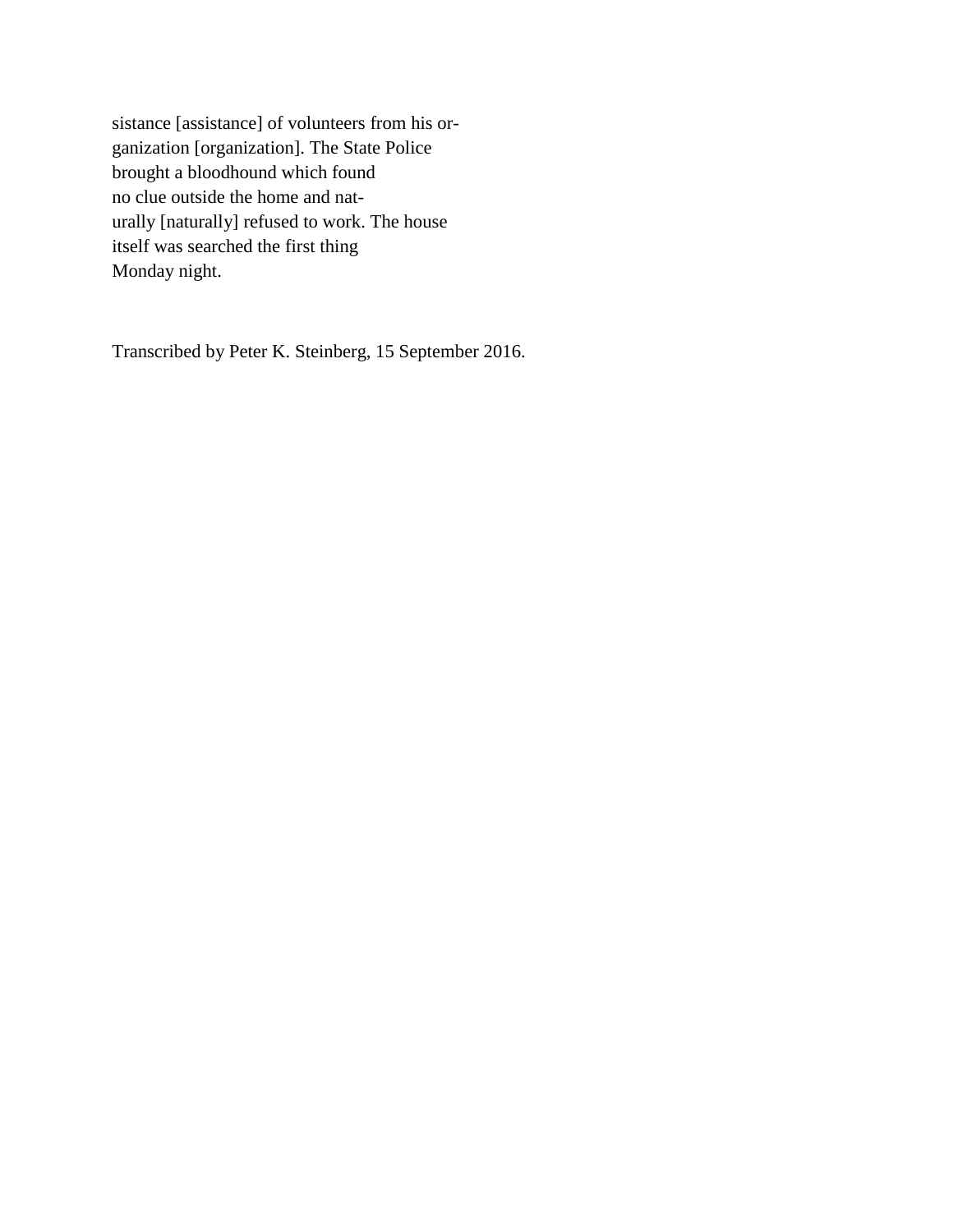sistance [assistance] of volunteers from his or-
ganization [organization]. The State Police
brought a bloodhound which found
no clue outside the home and nat-
urally [naturally] refused to work. The house
itself was searched the first thing
Monday night.

Transcribed by Peter K. Steinberg, 15 September 2016.